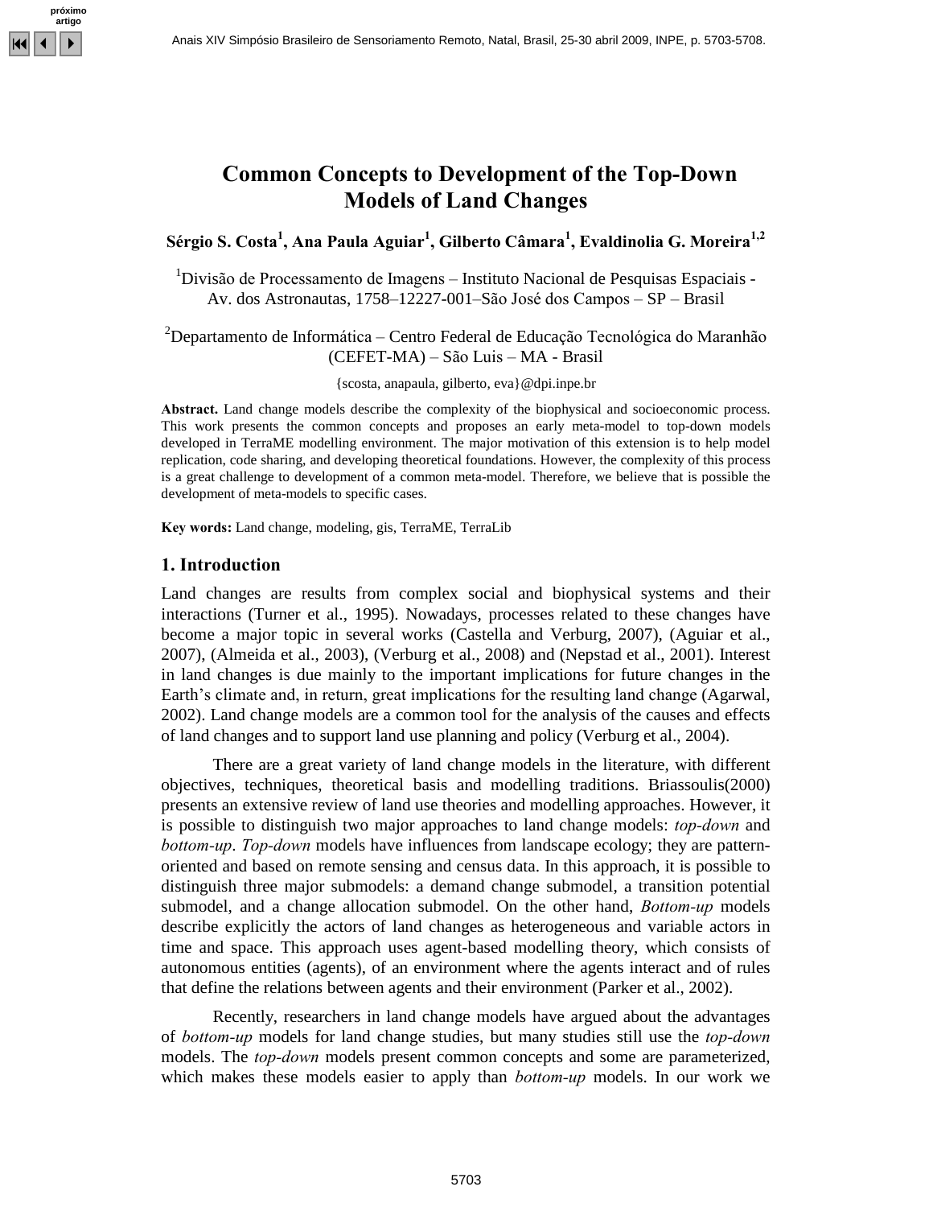# Common Concepts to Development of the Top-Down Models of Land Changes

**Sérgio S. Costa[1], Ana Paula Aguiar[1], Gilberto Câmara[1], Evaldinolia G. Moreira[1,2]**

[1]Divisão de Processamento de Imagens – Instituto Nacional de Pesquisas Espaciais - Av. dos Astronautas, 1758–12227-001–São José dos Campos – SP – Brasil

[2]Departamento de Informática – Centro Federal de Educação Tecnológica do Maranhão (CEFET-MA) – São Luis – MA - Brasil

{scosta, anapaula, gilberto, eva}@dpi.inpe.br

**Abstract.** Land change models describe the complexity of the biophysical and socioeconomic process. This work presents the common concepts and proposes an early meta-model to top-down models developed in TerraME modelling environment. The major motivation of this extension is to help model replication, code sharing, and developing theoretical foundations. However, the complexity of this process is a great challenge to development of a common meta-model. Therefore, we believe that is possible the development of meta-models to specific cases.

**Key words:** Land change, modeling, gis, TerraME, TerraLib

## 1. Introduction

Land changes are results from complex social and biophysical systems and their interactions (Turner et al., 1995). Nowadays, processes related to these changes have become a major topic in several works (Castella and Verburg, 2007), (Aguiar et al., 2007), (Almeida et al., 2003), (Verburg et al., 2008) and (Nepstad et al., 2001). Interest in land changes is due mainly to the important implications for future changes in the Earth's climate and, in return, great implications for the resulting land change (Agarwal, 2002). Land change models are a common tool for the analysis of the causes and effects of land changes and to support land use planning and policy (Verburg et al., 2004).

There are a great variety of land change models in the literature, with different objectives, techniques, theoretical basis and modelling traditions. Briassoulis(2000) presents an extensive review of land use theories and modelling approaches. However, it is possible to distinguish two major approaches to land change models: *top-down* and *bottom-up*. *Top-down* models have influences from landscape ecology; they are pattern-oriented and based on remote sensing and census data. In this approach, it is possible to distinguish three major submodels: a demand change submodel, a transition potential submodel, and a change allocation submodel. On the other hand, *Bottom-up* models describe explicitly the actors of land changes as heterogeneous and variable actors in time and space. This approach uses agent-based modelling theory, which consists of autonomous entities (agents), of an environment where the agents interact and of rules that define the relations between agents and their environment (Parker et al., 2002).

Recently, researchers in land change models have argued about the advantages of *bottom-up* models for land change studies, but many studies still use the *top-down* models. The *top-down* models present common concepts and some are parameterized, which makes these models easier to apply than *bottom-up* models. In our work we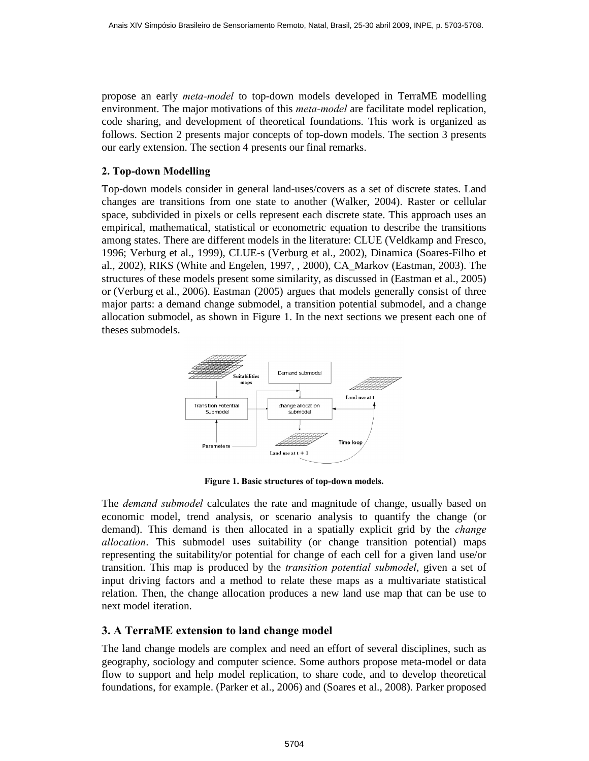propose an early *meta-model* to top-down models developed in TerraME modelling environment. The major motivations of this *meta-model* are facilitate model replication, code sharing, and development of theoretical foundations. This work is organized as follows. Section 2 presents major concepts of top-down models. The section 3 presents our early extension. The section 4 presents our final remarks.

## 2. Top-down Modelling

Top-down models consider in general land-uses/covers as a set of discrete states. Land changes are transitions from one state to another (Walker, 2004). Raster or cellular space, subdivided in pixels or cells represent each discrete state. This approach uses an empirical, mathematical, statistical or econometric equation to describe the transitions among states. There are different models in the literature: CLUE (Veldkamp and Fresco, 1996; Verburg et al., 1999), CLUE-s (Verburg et al., 2002), Dinamica (Soares-Filho et al., 2002), RIKS (White and Engelen, 1997, , 2000), CA_Markov (Eastman, 2003). The structures of these models present some similarity, as discussed in (Eastman et al., 2005) or (Verburg et al., 2006). Eastman (2005) argues that models generally consist of three major parts: a demand change submodel, a transition potential submodel, and a change allocation submodel, as shown in Figure 1. In the next sections we present each one of theses submodels.

**Figure 1. Basic structures of top-down models.**

The *demand submodel* calculates the rate and magnitude of change, usually based on economic model, trend analysis, or scenario analysis to quantify the change (or demand). This demand is then allocated in a spatially explicit grid by the *change allocation*. This submodel uses suitability (or change transition potential) maps representing the suitability/or potential for change of each cell for a given land use/or transition. This map is produced by the *transition potential submodel*, given a set of input driving factors and a method to relate these maps as a multivariate statistical relation. Then, the change allocation produces a new land use map that can be use to next model iteration.

## 3. A TerraME extension to land change model

The land change models are complex and need an effort of several disciplines, such as geography, sociology and computer science. Some authors propose meta-model or data flow to support and help model replication, to share code, and to develop theoretical foundations, for example. (Parker et al., 2006) and (Soares et al., 2008). Parker proposed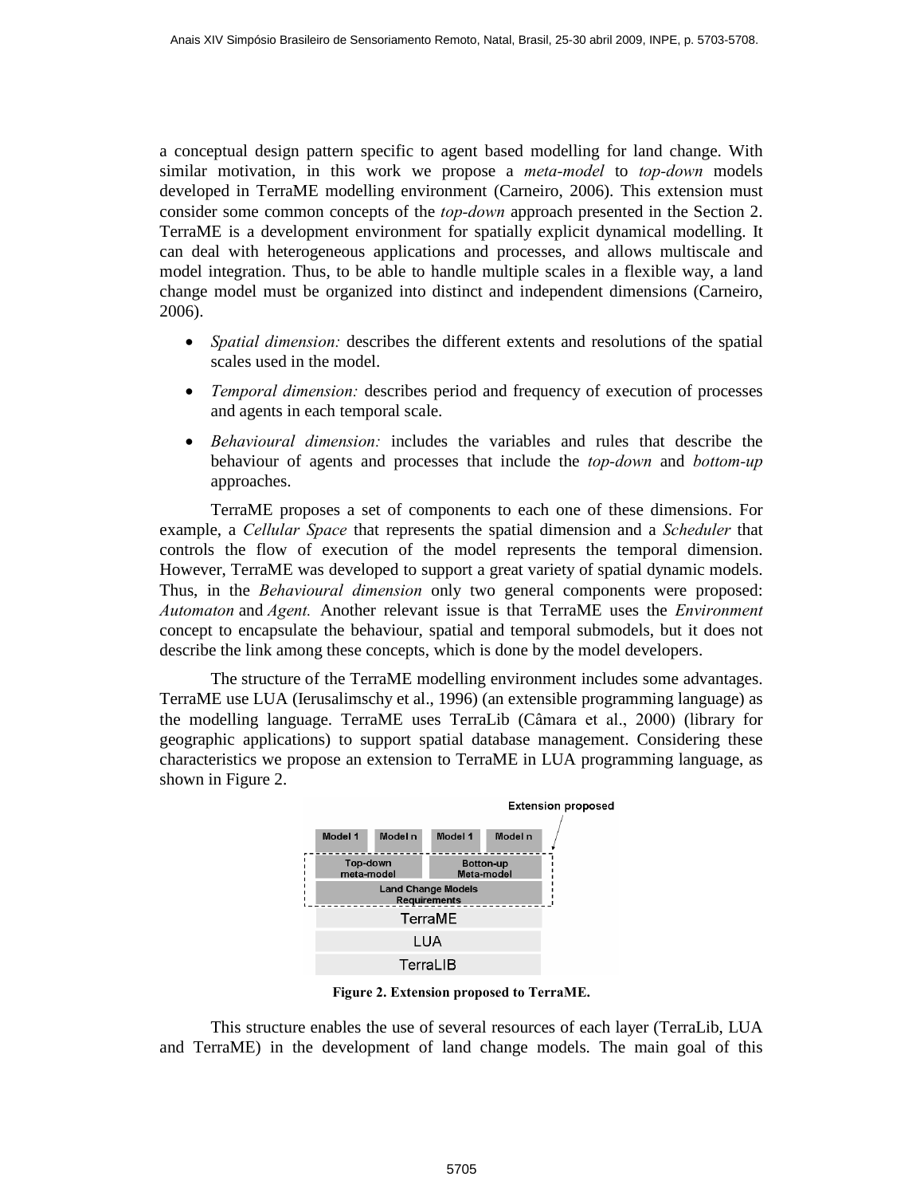a conceptual design pattern specific to agent based modelling for land change. With similar motivation, in this work we propose a *meta-model* to *top-down* models developed in TerraME modelling environment (Carneiro, 2006). This extension must consider some common concepts of the *top-down* approach presented in the Section 2. TerraME is a development environment for spatially explicit dynamical modelling. It can deal with heterogeneous applications and processes, and allows multiscale and model integration. Thus, to be able to handle multiple scales in a flexible way, a land change model must be organized into distinct and independent dimensions (Carneiro, 2006).

- *Spatial dimension:* describes the different extents and resolutions of the spatial scales used in the model.
- *Temporal dimension:* describes period and frequency of execution of processes and agents in each temporal scale.
- *Behavioural dimension:* includes the variables and rules that describe the behaviour of agents and processes that include the *top-down* and *bottom-up* approaches.

TerraME proposes a set of components to each one of these dimensions. For example, a *Cellular Space* that represents the spatial dimension and a *Scheduler* that controls the flow of execution of the model represents the temporal dimension. However, TerraME was developed to support a great variety of spatial dynamic models. Thus, in the *Behavioural dimension* only two general components were proposed: *Automaton* and *Agent.* Another relevant issue is that TerraME uses the *Environment* concept to encapsulate the behaviour, spatial and temporal submodels, but it does not describe the link among these concepts, which is done by the model developers.

The structure of the TerraME modelling environment includes some advantages. TerraME use LUA (Ierusalimschy et al., 1996) (an extensible programming language) as the modelling language. TerraME uses TerraLib (Câmara et al., 2000) (library for geographic applications) to support spatial database management. Considering these characteristics we propose an extension to TerraME in LUA programming language, as shown in Figure 2.

| Model 1 | Model n | Model 1 | Model n |
|---|---|---|---|
| Top-down meta-model | | Botton-up Meta-model | |
| Land Change Models Requirements | | | |
| TerraME | | | |
| LUA | | | |
| TerraLIB | | | |

Extension proposed

**Figure 2. Extension proposed to TerraME.**

This structure enables the use of several resources of each layer (TerraLib, LUA and TerraME) in the development of land change models. The main goal of this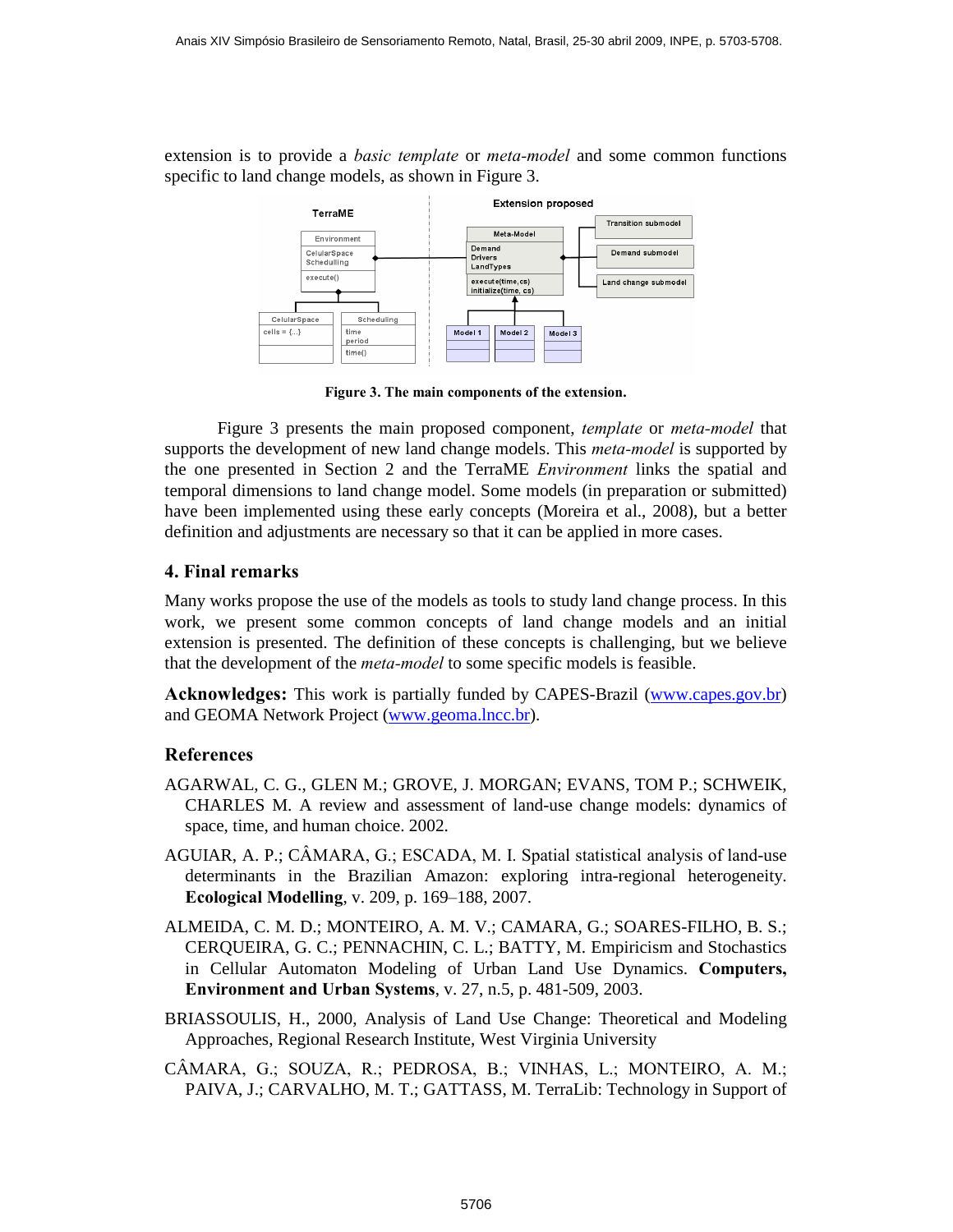extension is to provide a *basic template* or *meta-model* and some common functions specific to land change models, as shown in Figure 3.

**Figure 3. The main components of the extension.**

Figure 3 presents the main proposed component, *template* or *meta-model* that supports the development of new land change models. This *meta-model* is supported by the one presented in Section 2 and the TerraME *Environment* links the spatial and temporal dimensions to land change model. Some models (in preparation or submitted) have been implemented using these early concepts (Moreira et al., 2008), but a better definition and adjustments are necessary so that it can be applied in more cases.

## 4. Final remarks

Many works propose the use of the models as tools to study land change process. In this work, we present some common concepts of land change models and an initial extension is presented. The definition of these concepts is challenging, but we believe that the development of the *meta-model* to some specific models is feasible.

**Acknowledges:** This work is partially funded by CAPES-Brazil (www.capes.gov.br) and GEOMA Network Project (www.geoma.lncc.br).

## References

AGARWAL, C. G., GLEN M.; GROVE, J. MORGAN; EVANS, TOM P.; SCHWEIK, CHARLES M. A review and assessment of land-use change models: dynamics of space, time, and human choice. 2002.

AGUIAR, A. P.; CÂMARA, G.; ESCADA, M. I. Spatial statistical analysis of land-use determinants in the Brazilian Amazon: exploring intra-regional heterogeneity. **Ecological Modelling**, v. 209, p. 169–188, 2007.

ALMEIDA, C. M. D.; MONTEIRO, A. M. V.; CAMARA, G.; SOARES-FILHO, B. S.; CERQUEIRA, G. C.; PENNACHIN, C. L.; BATTY, M. Empiricism and Stochastics in Cellular Automaton Modeling of Urban Land Use Dynamics. **Computers, Environment and Urban Systems**, v. 27, n.5, p. 481-509, 2003.

BRIASSOULIS, H., 2000, Analysis of Land Use Change: Theoretical and Modeling Approaches, Regional Research Institute, West Virginia University

CÂMARA, G.; SOUZA, R.; PEDROSA, B.; VINHAS, L.; MONTEIRO, A. M.; PAIVA, J.; CARVALHO, M. T.; GATTASS, M. TerraLib: Technology in Support of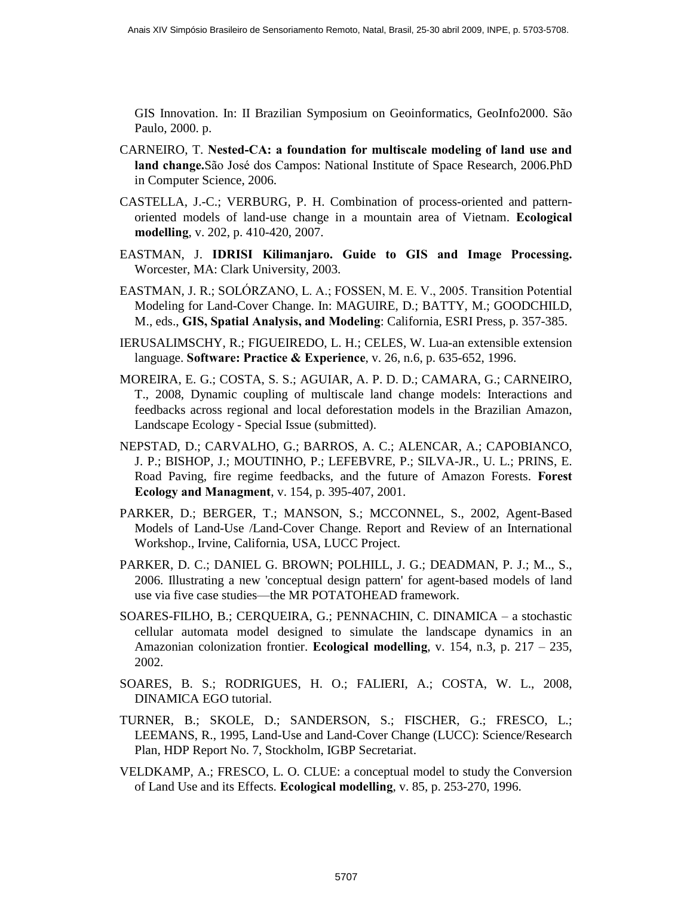GIS Innovation. In: II Brazilian Symposium on Geoinformatics, GeoInfo2000. São Paulo, 2000. p.

CARNEIRO, T. **Nested-CA: a foundation for multiscale modeling of land use and land change.**São José dos Campos: National Institute of Space Research, 2006.PhD in Computer Science, 2006.

CASTELLA, J.-C.; VERBURG, P. H. Combination of process-oriented and pattern-oriented models of land-use change in a mountain area of Vietnam. **Ecological modelling**, v. 202, p. 410-420, 2007.

EASTMAN, J. **IDRISI Kilimanjaro. Guide to GIS and Image Processing.** Worcester, MA: Clark University, 2003.

EASTMAN, J. R.; SOLÓRZANO, L. A.; FOSSEN, M. E. V., 2005. Transition Potential Modeling for Land-Cover Change. In: MAGUIRE, D.; BATTY, M.; GOODCHILD, M., eds., **GIS, Spatial Analysis, and Modeling**: California, ESRI Press, p. 357-385.

IERUSALIMSCHY, R.; FIGUEIREDO, L. H.; CELES, W. Lua-an extensible extension language. **Software: Practice & Experience**, v. 26, n.6, p. 635-652, 1996.

MOREIRA, E. G.; COSTA, S. S.; AGUIAR, A. P. D. D.; CAMARA, G.; CARNEIRO, T., 2008, Dynamic coupling of multiscale land change models: Interactions and feedbacks across regional and local deforestation models in the Brazilian Amazon, Landscape Ecology - Special Issue (submitted).

NEPSTAD, D.; CARVALHO, G.; BARROS, A. C.; ALENCAR, A.; CAPOBIANCO, J. P.; BISHOP, J.; MOUTINHO, P.; LEFEBVRE, P.; SILVA-JR., U. L.; PRINS, E. Road Paving, fire regime feedbacks, and the future of Amazon Forests. **Forest Ecology and Managment**, v. 154, p. 395-407, 2001.

PARKER, D.; BERGER, T.; MANSON, S.; MCCONNEL, S., 2002, Agent-Based Models of Land-Use /Land-Cover Change. Report and Review of an International Workshop., Irvine, California, USA, LUCC Project.

PARKER, D. C.; DANIEL G. BROWN; POLHILL, J. G.; DEADMAN, P. J.; M.., S., 2006. Illustrating a new 'conceptual design pattern' for agent-based models of land use via five case studies—the MR POTATOHEAD framework.

SOARES-FILHO, B.; CERQUEIRA, G.; PENNACHIN, C. DINAMICA – a stochastic cellular automata model designed to simulate the landscape dynamics in an Amazonian colonization frontier. **Ecological modelling**, v. 154, n.3, p. 217 – 235, 2002.

SOARES, B. S.; RODRIGUES, H. O.; FALIERI, A.; COSTA, W. L., 2008, DINAMICA EGO tutorial.

TURNER, B.; SKOLE, D.; SANDERSON, S.; FISCHER, G.; FRESCO, L.; LEEMANS, R., 1995, Land-Use and Land-Cover Change (LUCC): Science/Research Plan, HDP Report No. 7, Stockholm, IGBP Secretariat.

VELDKAMP, A.; FRESCO, L. O. CLUE: a conceptual model to study the Conversion of Land Use and its Effects. **Ecological modelling**, v. 85, p. 253-270, 1996.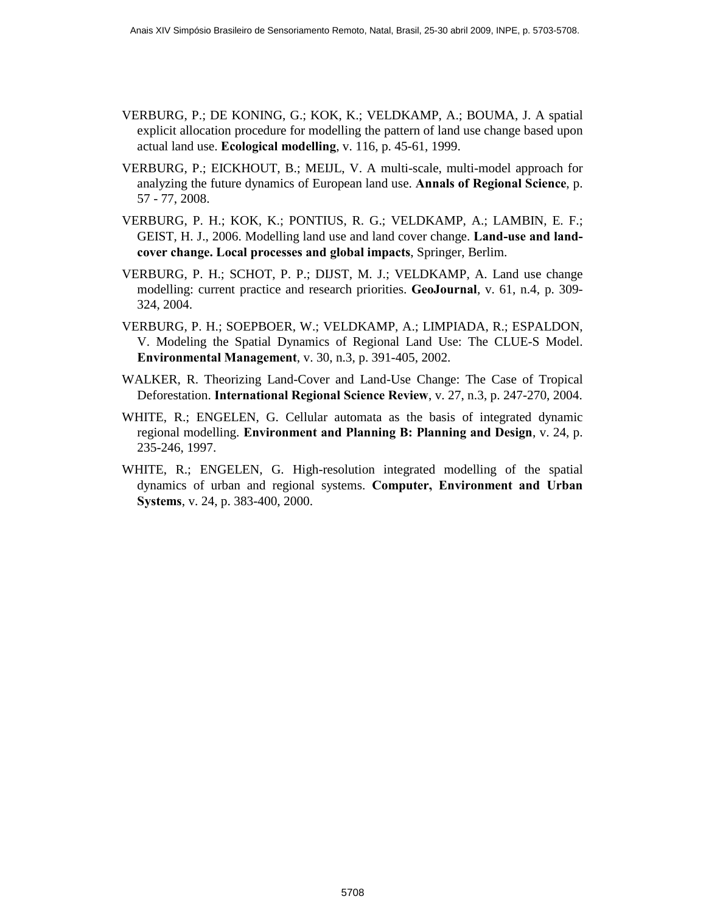VERBURG, P.; DE KONING, G.; KOK, K.; VELDKAMP, A.; BOUMA, J. A spatial explicit allocation procedure for modelling the pattern of land use change based upon actual land use. **Ecological modelling**, v. 116, p. 45-61, 1999.

VERBURG, P.; EICKHOUT, B.; MEIJL, V. A multi-scale, multi-model approach for analyzing the future dynamics of European land use. **Annals of Regional Science**, p. 57 - 77, 2008.

VERBURG, P. H.; KOK, K.; PONTIUS, R. G.; VELDKAMP, A.; LAMBIN, E. F.; GEIST, H. J., 2006. Modelling land use and land cover change. **Land-use and land-cover change. Local processes and global impacts**, Springer, Berlim.

VERBURG, P. H.; SCHOT, P. P.; DIJST, M. J.; VELDKAMP, A. Land use change modelling: current practice and research priorities. **GeoJournal**, v. 61, n.4, p. 309-324, 2004.

VERBURG, P. H.; SOEPBOER, W.; VELDKAMP, A.; LIMPIADA, R.; ESPALDON, V. Modeling the Spatial Dynamics of Regional Land Use: The CLUE-S Model. **Environmental Management**, v. 30, n.3, p. 391-405, 2002.

WALKER, R. Theorizing Land-Cover and Land-Use Change: The Case of Tropical Deforestation. **International Regional Science Review**, v. 27, n.3, p. 247-270, 2004.

WHITE, R.; ENGELEN, G. Cellular automata as the basis of integrated dynamic regional modelling. **Environment and Planning B: Planning and Design**, v. 24, p. 235-246, 1997.

WHITE, R.; ENGELEN, G. High-resolution integrated modelling of the spatial dynamics of urban and regional systems. **Computer, Environment and Urban Systems**, v. 24, p. 383-400, 2000.